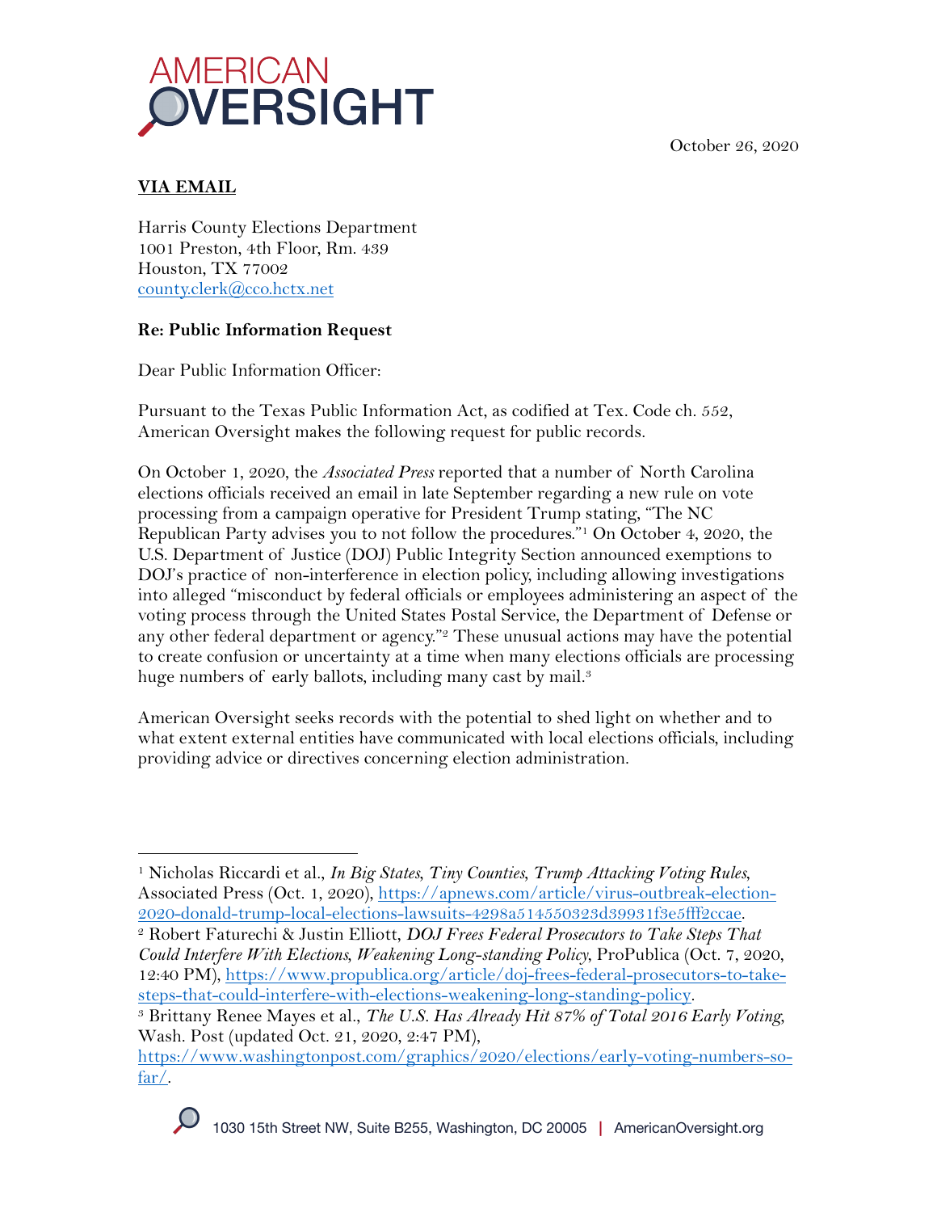# AMERICAN OVERSIGHT

October 26, 2020

**VIA EMAIL**

Harris County Elections Department
1001 Preston, 4th Floor, Rm. 439
Houston, TX 77002
county.clerk@cco.hctx.net

**Re: Public Information Request**

Dear Public Information Officer:

Pursuant to the Texas Public Information Act, as codified at Tex. Code ch. 552, American Oversight makes the following request for public records.

On October 1, 2020, the *Associated Press* reported that a number of North Carolina elections officials received an email in late September regarding a new rule on vote processing from a campaign operative for President Trump stating, "The NC Republican Party advises you to not follow the procedures."[1] On October 4, 2020, the U.S. Department of Justice (DOJ) Public Integrity Section announced exemptions to DOJ's practice of non-interference in election policy, including allowing investigations into alleged "misconduct by federal officials or employees administering an aspect of the voting process through the United States Postal Service, the Department of Defense or any other federal department or agency."[2] These unusual actions may have the potential to create confusion or uncertainty at a time when many elections officials are processing huge numbers of early ballots, including many cast by mail.[3]

American Oversight seeks records with the potential to shed light on whether and to what extent external entities have communicated with local elections officials, including providing advice or directives concerning election administration.

---

[1] Nicholas Riccardi et al., *In Big States, Tiny Counties, Trump Attacking Voting Rules*, Associated Press (Oct. 1, 2020), https://apnews.com/article/virus-outbreak-election-2020-donald-trump-local-elections-lawsuits-4298a514550323d39931f3e5fff2ccae.

[2] Robert Faturechi & Justin Elliott, *DOJ Frees Federal Prosecutors to Take Steps That Could Interfere With Elections, Weakening Long-standing Policy*, ProPublica (Oct. 7, 2020, 12:40 PM), https://www.propublica.org/article/doj-frees-federal-prosecutors-to-take-steps-that-could-interfere-with-elections-weakening-long-standing-policy.

[3] Brittany Renee Mayes et al., *The U.S. Has Already Hit 87% of Total 2016 Early Voting*, Wash. Post (updated Oct. 21, 2020, 2:47 PM), https://www.washingtonpost.com/graphics/2020/elections/early-voting-numbers-so-far/.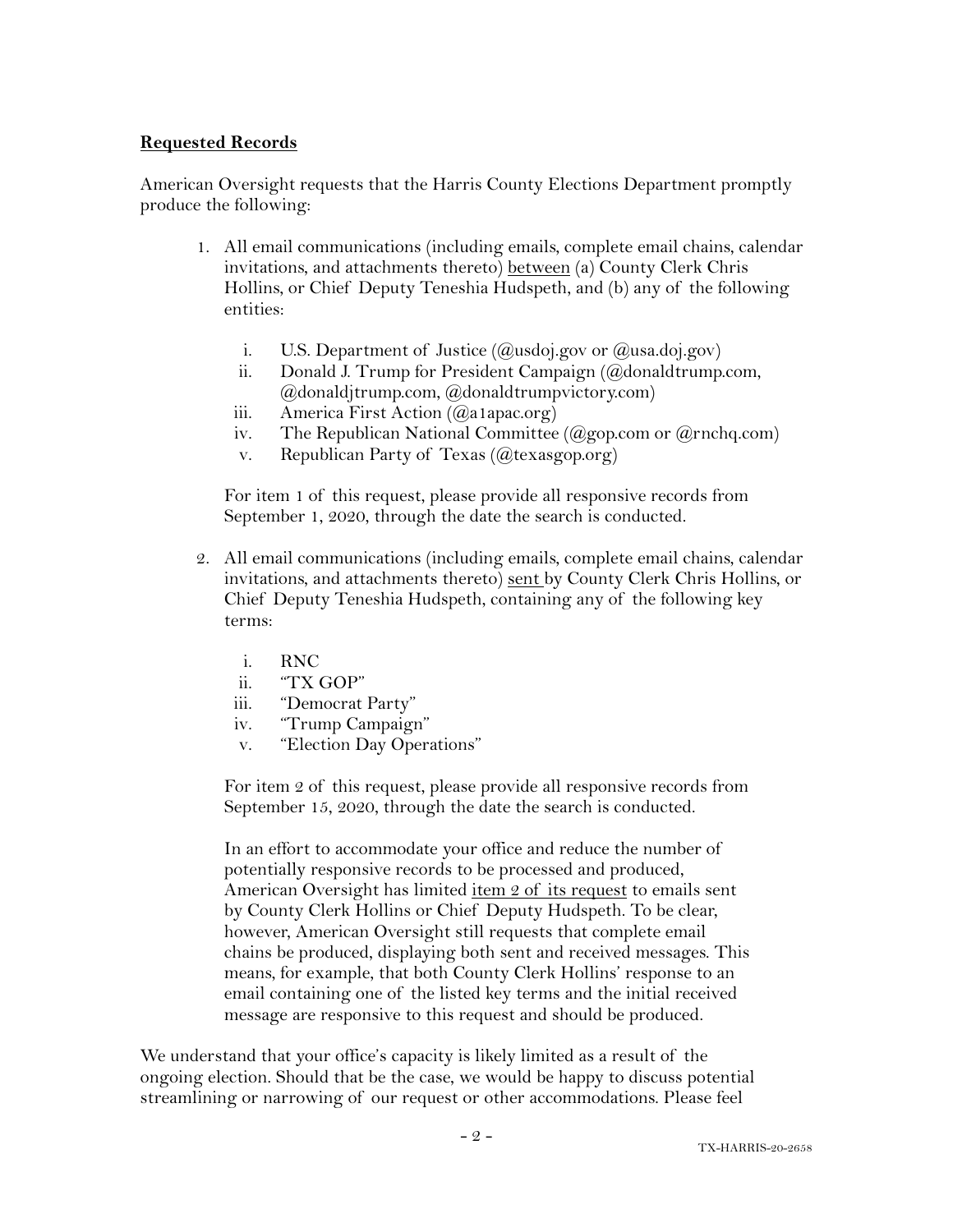**Requested Records**

American Oversight requests that the Harris County Elections Department promptly produce the following:

1. All email communications (including emails, complete email chains, calendar invitations, and attachments thereto) between (a) County Clerk Chris Hollins, or Chief Deputy Teneshia Hudspeth, and (b) any of the following entities:

   i. U.S. Department of Justice (@usdoj.gov or @usa.doj.gov)
   ii. Donald J. Trump for President Campaign (@donaldtrump.com, @donaldjtrump.com, @donaldtrumpvictory.com)
   iii. America First Action (@a1apac.org)
   iv. The Republican National Committee (@gop.com or @rnchq.com)
   v. Republican Party of Texas (@texasgop.org)

   For item 1 of this request, please provide all responsive records from September 1, 2020, through the date the search is conducted.

2. All email communications (including emails, complete email chains, calendar invitations, and attachments thereto) sent by County Clerk Chris Hollins, or Chief Deputy Teneshia Hudspeth, containing any of the following key terms:

   i. RNC
   ii. "TX GOP"
   iii. "Democrat Party"
   iv. "Trump Campaign"
   v. "Election Day Operations"

   For item 2 of this request, please provide all responsive records from September 15, 2020, through the date the search is conducted.

   In an effort to accommodate your office and reduce the number of potentially responsive records to be processed and produced, American Oversight has limited item 2 of its request to emails sent by County Clerk Hollins or Chief Deputy Hudspeth. To be clear, however, American Oversight still requests that complete email chains be produced, displaying both sent and received messages. This means, for example, that both County Clerk Hollins' response to an email containing one of the listed key terms and the initial received message are responsive to this request and should be produced.

We understand that your office's capacity is likely limited as a result of the ongoing election. Should that be the case, we would be happy to discuss potential streamlining or narrowing of our request or other accommodations. Please feel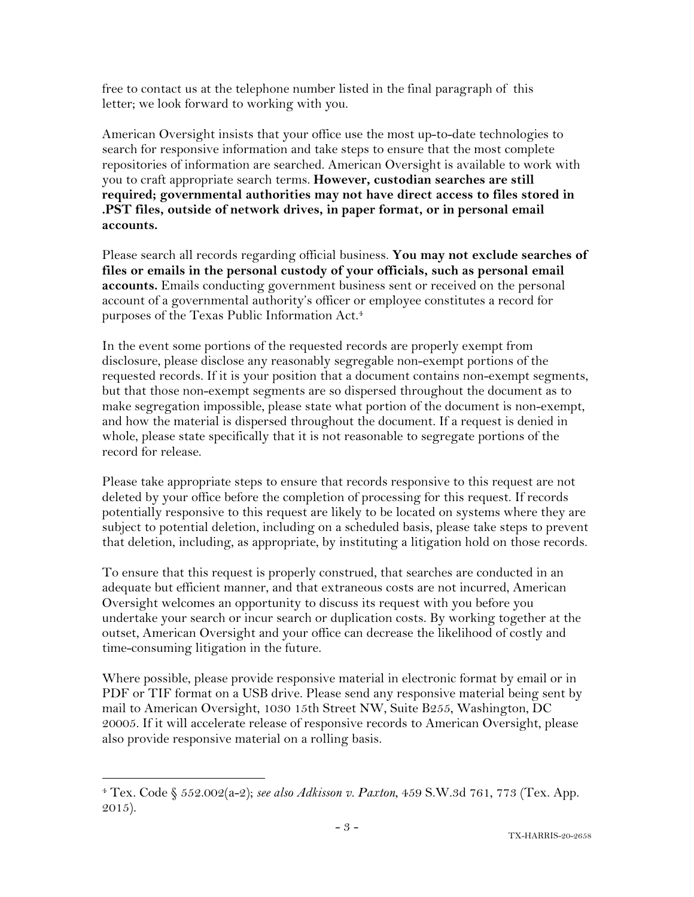free to contact us at the telephone number listed in the final paragraph of this letter; we look forward to working with you.

American Oversight insists that your office use the most up-to-date technologies to search for responsive information and take steps to ensure that the most complete repositories of information are searched. American Oversight is available to work with you to craft appropriate search terms. **However, custodian searches are still required; governmental authorities may not have direct access to files stored in .PST files, outside of network drives, in paper format, or in personal email accounts.**

Please search all records regarding official business. **You may not exclude searches of files or emails in the personal custody of your officials, such as personal email accounts.** Emails conducting government business sent or received on the personal account of a governmental authority's officer or employee constitutes a record for purposes of the Texas Public Information Act.[4]

In the event some portions of the requested records are properly exempt from disclosure, please disclose any reasonably segregable non-exempt portions of the requested records. If it is your position that a document contains non-exempt segments, but that those non-exempt segments are so dispersed throughout the document as to make segregation impossible, please state what portion of the document is non-exempt, and how the material is dispersed throughout the document. If a request is denied in whole, please state specifically that it is not reasonable to segregate portions of the record for release.

Please take appropriate steps to ensure that records responsive to this request are not deleted by your office before the completion of processing for this request. If records potentially responsive to this request are likely to be located on systems where they are subject to potential deletion, including on a scheduled basis, please take steps to prevent that deletion, including, as appropriate, by instituting a litigation hold on those records.

To ensure that this request is properly construed, that searches are conducted in an adequate but efficient manner, and that extraneous costs are not incurred, American Oversight welcomes an opportunity to discuss its request with you before you undertake your search or incur search or duplication costs. By working together at the outset, American Oversight and your office can decrease the likelihood of costly and time-consuming litigation in the future.

Where possible, please provide responsive material in electronic format by email or in PDF or TIF format on a USB drive. Please send any responsive material being sent by mail to American Oversight, 1030 15th Street NW, Suite B255, Washington, DC 20005. If it will accelerate release of responsive records to American Oversight, please also provide responsive material on a rolling basis.

---

[4] Tex. Code § 552.002(a-2); *see also Adkisson v. Paxton*, 459 S.W.3d 761, 773 (Tex. App. 2015).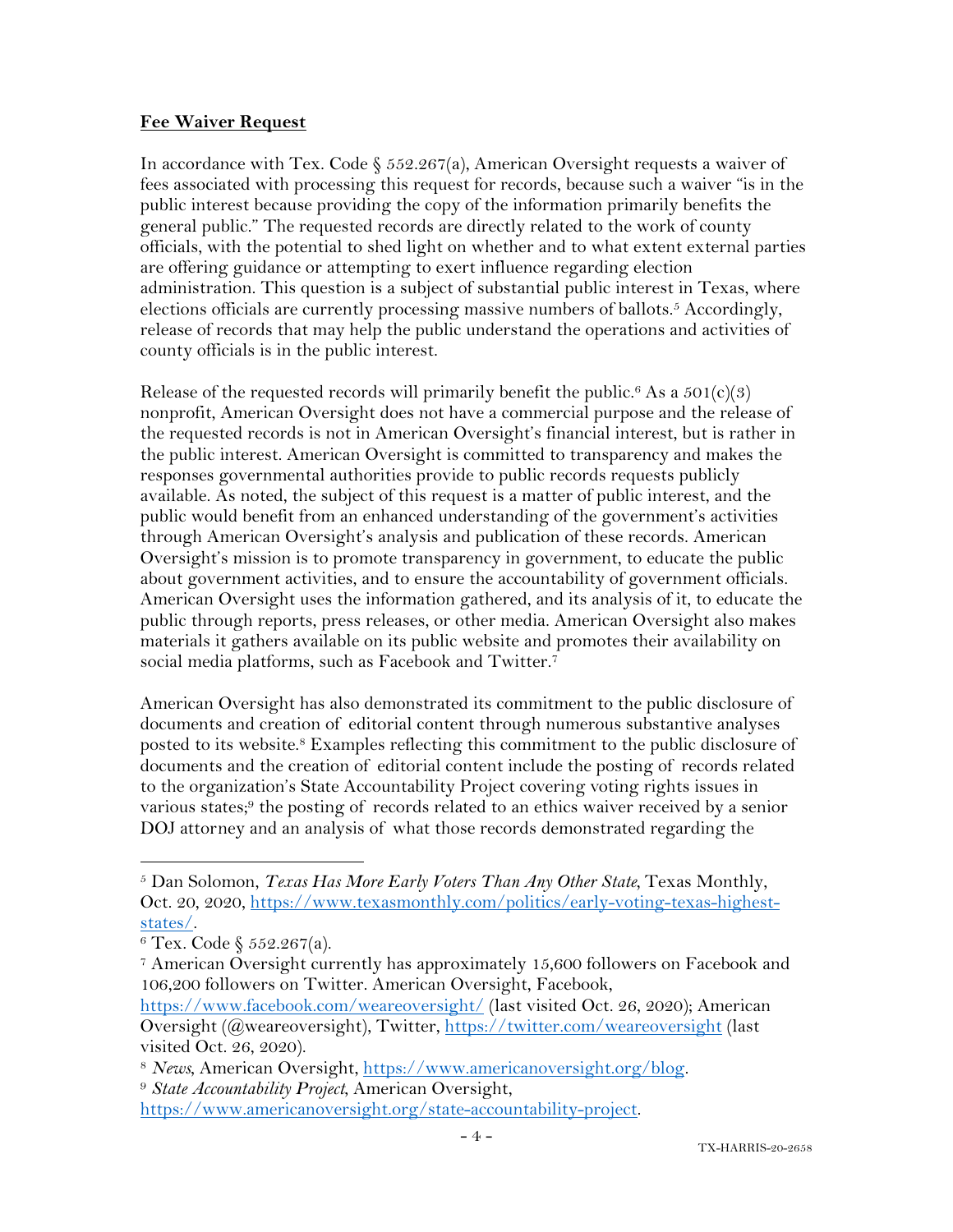**Fee Waiver Request**

In accordance with Tex. Code § 552.267(a), American Oversight requests a waiver of fees associated with processing this request for records, because such a waiver "is in the public interest because providing the copy of the information primarily benefits the general public." The requested records are directly related to the work of county officials, with the potential to shed light on whether and to what extent external parties are offering guidance or attempting to exert influence regarding election administration. This question is a subject of substantial public interest in Texas, where elections officials are currently processing massive numbers of ballots.[5] Accordingly, release of records that may help the public understand the operations and activities of county officials is in the public interest.

Release of the requested records will primarily benefit the public.[6] As a 501(c)(3) nonprofit, American Oversight does not have a commercial purpose and the release of the requested records is not in American Oversight's financial interest, but is rather in the public interest. American Oversight is committed to transparency and makes the responses governmental authorities provide to public records requests publicly available. As noted, the subject of this request is a matter of public interest, and the public would benefit from an enhanced understanding of the government's activities through American Oversight's analysis and publication of these records. American Oversight's mission is to promote transparency in government, to educate the public about government activities, and to ensure the accountability of government officials. American Oversight uses the information gathered, and its analysis of it, to educate the public through reports, press releases, or other media. American Oversight also makes materials it gathers available on its public website and promotes their availability on social media platforms, such as Facebook and Twitter.[7]

American Oversight has also demonstrated its commitment to the public disclosure of documents and creation of editorial content through numerous substantive analyses posted to its website.[8] Examples reflecting this commitment to the public disclosure of documents and the creation of editorial content include the posting of records related to the organization's State Accountability Project covering voting rights issues in various states;[9] the posting of records related to an ethics waiver received by a senior DOJ attorney and an analysis of what those records demonstrated regarding the

---

[5] Dan Solomon, *Texas Has More Early Voters Than Any Other State*, Texas Monthly, Oct. 20, 2020, https://www.texasmonthly.com/politics/early-voting-texas-highest-states/.

[6] Tex. Code § 552.267(a).

[7] American Oversight currently has approximately 15,600 followers on Facebook and 106,200 followers on Twitter. American Oversight, Facebook, https://www.facebook.com/weareoversight/ (last visited Oct. 26, 2020); American Oversight (@weareoversight), Twitter, https://twitter.com/weareoversight (last visited Oct. 26, 2020).

[8] *News*, American Oversight, https://www.americanoversight.org/blog.

[9] *State Accountability Project*, American Oversight, https://www.americanoversight.org/state-accountability-project.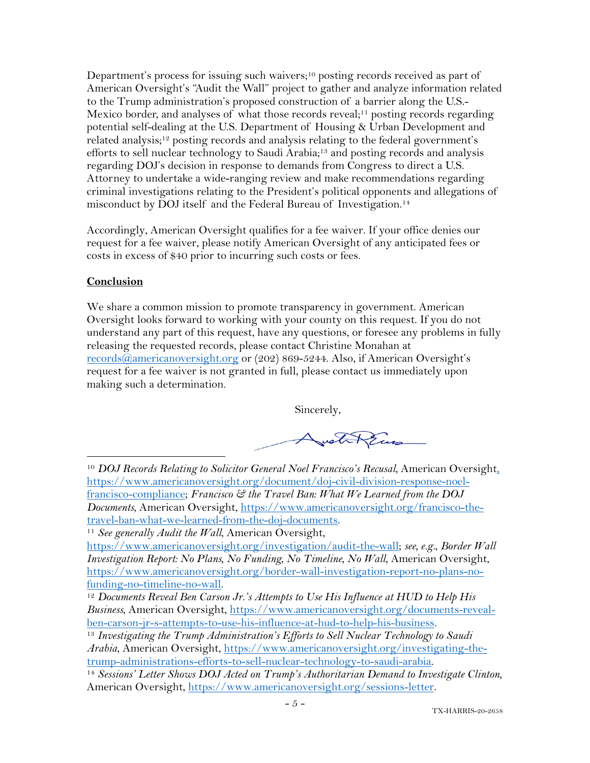Department's process for issuing such waivers;[10] posting records received as part of American Oversight's "Audit the Wall" project to gather and analyze information related to the Trump administration's proposed construction of a barrier along the U.S.-Mexico border, and analyses of what those records reveal;[11] posting records regarding potential self-dealing at the U.S. Department of Housing & Urban Development and related analysis;[12] posting records and analysis relating to the federal government's efforts to sell nuclear technology to Saudi Arabia;[13] and posting records and analysis regarding DOJ's decision in response to demands from Congress to direct a U.S. Attorney to undertake a wide-ranging review and make recommendations regarding criminal investigations relating to the President's political opponents and allegations of misconduct by DOJ itself and the Federal Bureau of Investigation.[14]

Accordingly, American Oversight qualifies for a fee waiver. If your office denies our request for a fee waiver, please notify American Oversight of any anticipated fees or costs in excess of $40 prior to incurring such costs or fees.

**Conclusion**

We share a common mission to promote transparency in government. American Oversight looks forward to working with your county on this request. If you do not understand any part of this request, have any questions, or foresee any problems in fully releasing the requested records, please contact Christine Monahan at records@americanoversight.org or (202) 869-5244. Also, if American Oversight's request for a fee waiver is not granted in full, please contact us immediately upon making such a determination.

Sincerely,

[10] *DOJ Records Relating to Solicitor General Noel Francisco's Recusal*, American Oversight, https://www.americanoversight.org/document/doj-civil-division-response-noel-francisco-compliance; *Francisco & the Travel Ban: What We Learned from the DOJ Documents*, American Oversight, https://www.americanoversight.org/francisco-the-travel-ban-what-we-learned-from-the-doj-documents.

[11] *See generally Audit the Wall*, American Oversight, https://www.americanoversight.org/investigation/audit-the-wall; *see, e.g.*, *Border Wall Investigation Report: No Plans, No Funding, No Timeline, No Wall*, American Oversight, https://www.americanoversight.org/border-wall-investigation-report-no-plans-no-funding-no-timeline-no-wall.

[12] *Documents Reveal Ben Carson Jr.'s Attempts to Use His Influence at HUD to Help His Business*, American Oversight, https://www.americanoversight.org/documents-reveal-ben-carson-jr-s-attempts-to-use-his-influence-at-hud-to-help-his-business.

[13] *Investigating the Trump Administration's Efforts to Sell Nuclear Technology to Saudi Arabia*, American Oversight, https://www.americanoversight.org/investigating-the-trump-administrations-efforts-to-sell-nuclear-technology-to-saudi-arabia.

[14] *Sessions' Letter Shows DOJ Acted on Trump's Authoritarian Demand to Investigate Clinton*, American Oversight, https://www.americanoversight.org/sessions-letter.

TX-HARRIS-20-2658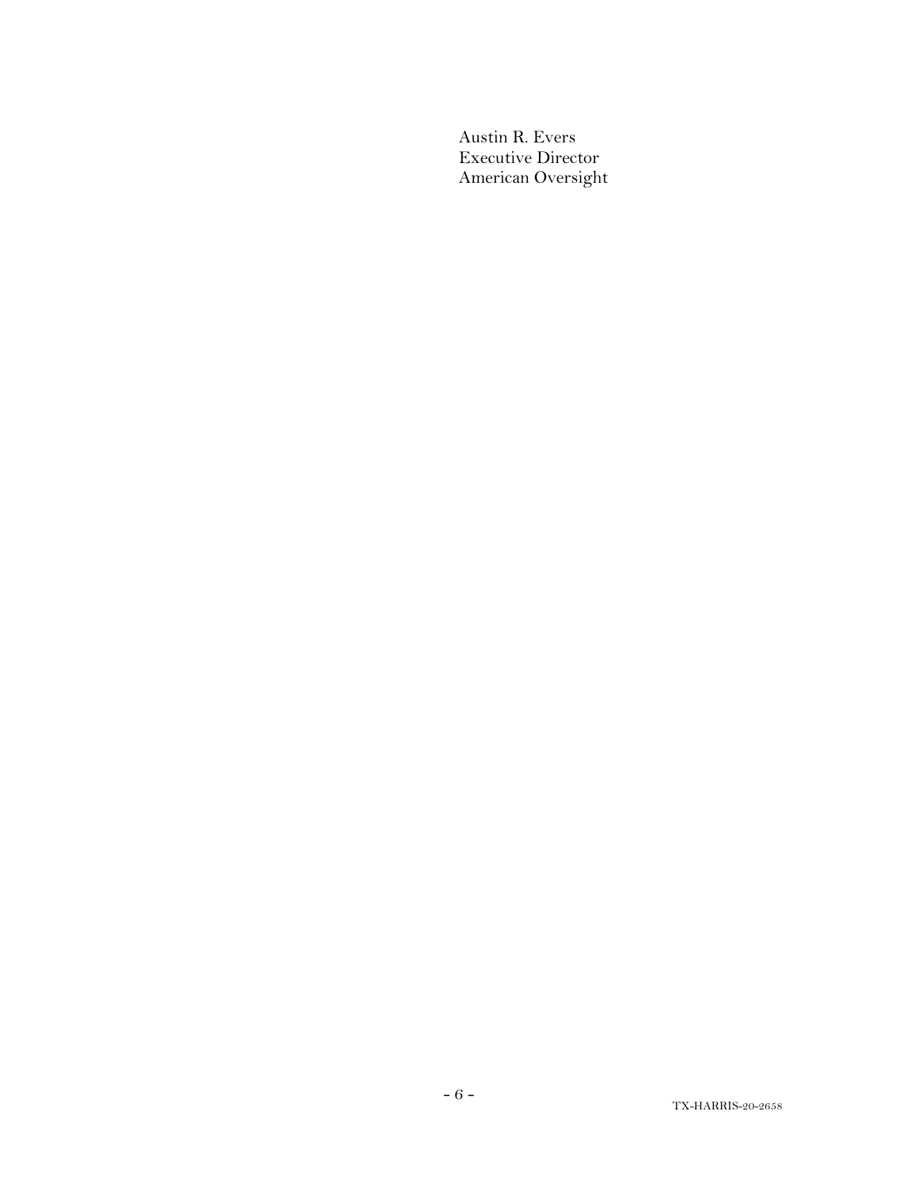Austin R. Evers
Executive Director
American Oversight

TX-HARRIS-20-2658